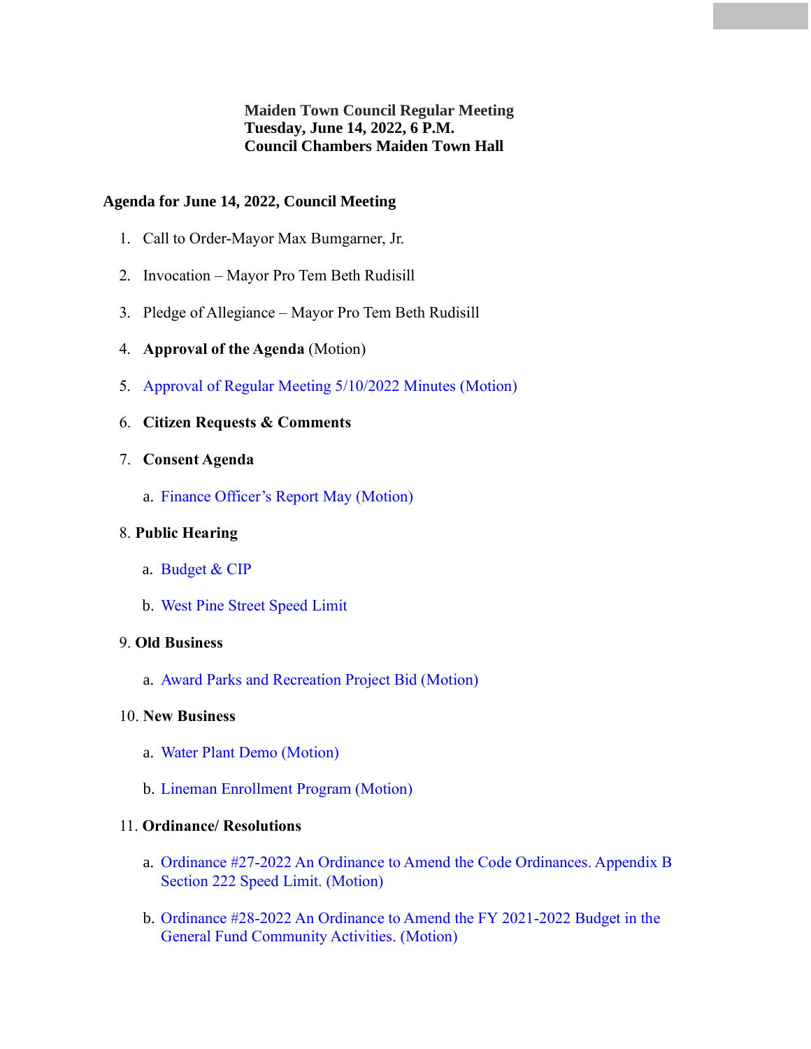**Maiden Town Council Regular Meeting**
**Tuesday, June 14, 2022, 6 P.M.**
**Council Chambers Maiden Town Hall**

**Agenda for June 14, 2022, Council Meeting**

1. Call to Order-Mayor Max Bumgarner, Jr.
2. Invocation – Mayor Pro Tem Beth Rudisill
3. Pledge of Allegiance – Mayor Pro Tem Beth Rudisill
4. **Approval of the Agenda** (Motion)
5. Approval of Regular Meeting 5/10/2022 Minutes (Motion)
6. **Citizen Requests & Comments**
7. **Consent Agenda**
   a. Finance Officer's Report May (Motion)
8. **Public Hearing**
   a. Budget & CIP
   b. West Pine Street Speed Limit
9. **Old Business**
   a. Award Parks and Recreation Project Bid (Motion)
10. **New Business**
    a. Water Plant Demo (Motion)
    b. Lineman Enrollment Program (Motion)
11. **Ordinance/ Resolutions**
    a. Ordinance #27-2022 An Ordinance to Amend the Code Ordinances. Appendix B Section 222 Speed Limit. (Motion)
    b. Ordinance #28-2022 An Ordinance to Amend the FY 2021-2022 Budget in the General Fund Community Activities. (Motion)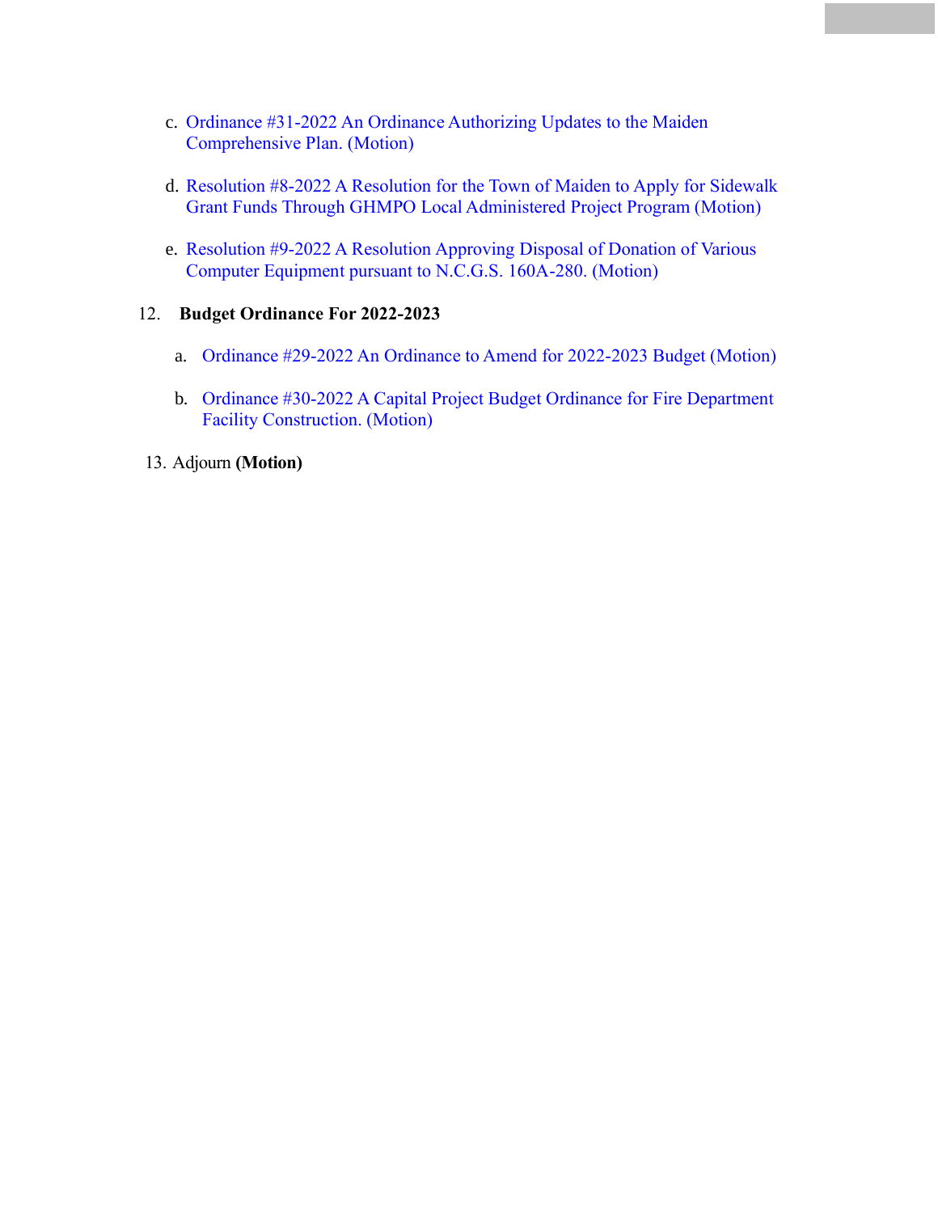c. Ordinance #31-2022 An Ordinance Authorizing Updates to the Maiden Comprehensive Plan. (Motion)

d. Resolution #8-2022 A Resolution for the Town of Maiden to Apply for Sidewalk Grant Funds Through GHMPO Local Administered Project Program (Motion)

e. Resolution #9-2022 A Resolution Approving Disposal of Donation of Various Computer Equipment pursuant to N.C.G.S. 160A-280. (Motion)

12. **Budget Ordinance For 2022-2023**

   a. Ordinance #29-2022 An Ordinance to Amend for 2022-2023 Budget (Motion)

   b. Ordinance #30-2022 A Capital Project Budget Ordinance for Fire Department Facility Construction. (Motion)

13. Adjourn **(Motion)**